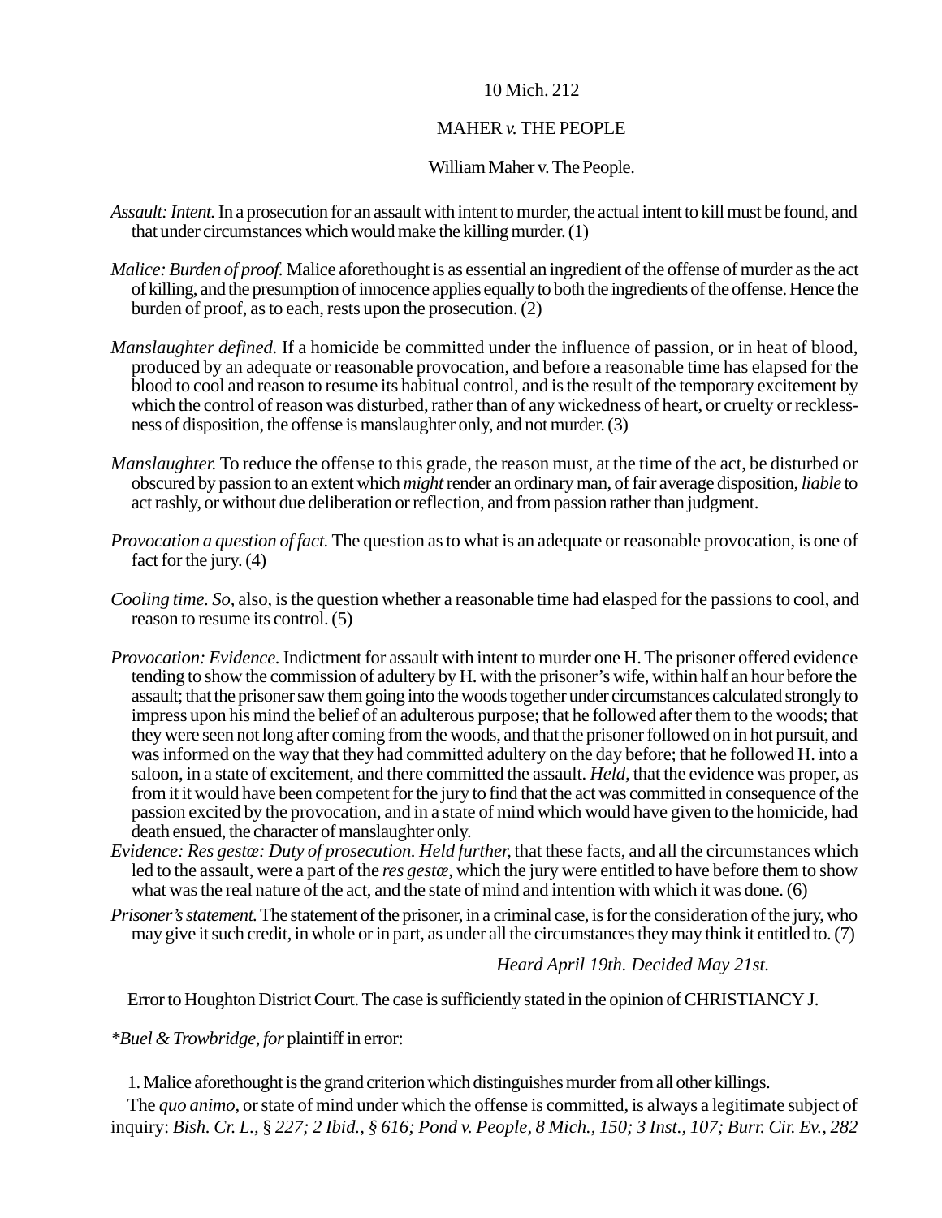10 Mich. 212

MAHER *v.* THE PEOPLE

William Maher v. The People.

*Assault: Intent.* In a prosecution for an assault with intent to murder, the actual intent to kill must be found, and that under circumstances which would make the killing murder. (1)

*Malice: Burden of proof.* Malice aforethought is as essential an ingredient of the offense of murder as the act of killing, and the presumption of innocence applies equally to both the ingredients of the offense. Hence the burden of proof, as to each, rests upon the prosecution. (2)

*Manslaughter defined.* If a homicide be committed under the influence of passion, or in heat of blood, produced by an adequate or reasonable provocation, and before a reasonable time has elapsed for the blood to cool and reason to resume its habitual control, and is the result of the temporary excitement by which the control of reason was disturbed, rather than of any wickedness of heart, or cruelty or recklessness of disposition, the offense is manslaughter only, and not murder. (3)

*Manslaughter.* To reduce the offense to this grade, the reason must, at the time of the act, be disturbed or obscured by passion to an extent which *might* render an ordinary man, of fair average disposition, *liable* to act rashly, or without due deliberation or reflection, and from passion rather than judgment.

*Provocation a question of fact.* The question as to what is an adequate or reasonable provocation, is one of fact for the jury. (4)

*Cooling time. So,* also, is the question whether a reasonable time had elapsed for the passions to cool, and reason to resume its control. (5)

*Provocation: Evidence.* Indictment for assault with intent to murder one H. The prisoner offered evidence tending to show the commission of adultery by H. with the prisoner's wife, within half an hour before the assault; that the prisoner saw them going into the woods together under circumstances calculated strongly to impress upon his mind the belief of an adulterous purpose; that he followed after them to the woods; that they were seen not long after coming from the woods, and that the prisoner followed on in hot pursuit, and was informed on the way that they had committed adultery on the day before; that he followed H. into a saloon, in a state of excitement, and there committed the assault. *Held,* that the evidence was proper, as from it it would have been competent for the jury to find that the act was committed in consequence of the passion excited by the provocation, and in a state of mind which would have given to the homicide, had death ensued, the character of manslaughter only.

*Evidence: Res gestæ: Duty of prosecution. Held further,* that these facts, and all the circumstances which led to the assault, were a part of the *res gestæ,* which the jury were entitled to have before them to show what was the real nature of the act, and the state of mind and intention with which it was done. (6)

*Prisoner's statement.* The statement of the prisoner, in a criminal case, is for the consideration of the jury, who may give it such credit, in whole or in part, as under all the circumstances they may think it entitled to. (7)

*Heard April 19th. Decided May 21st.*

Error to Houghton District Court. The case is sufficiently stated in the opinion of CHRISTIANCY J.

*\*Buel & Trowbridge, for* plaintiff in error:

1. Malice aforethought is the grand criterion which distinguishes murder from all other killings.

The *quo animo,* or state of mind under which the offense is committed, is always a legitimate subject of inquiry: *Bish. Cr. L.,* § *227; 2 Ibid., § 616; Pond v. People, 8 Mich., 150; 3 Inst., 107; Burr. Cir. Ev., 282*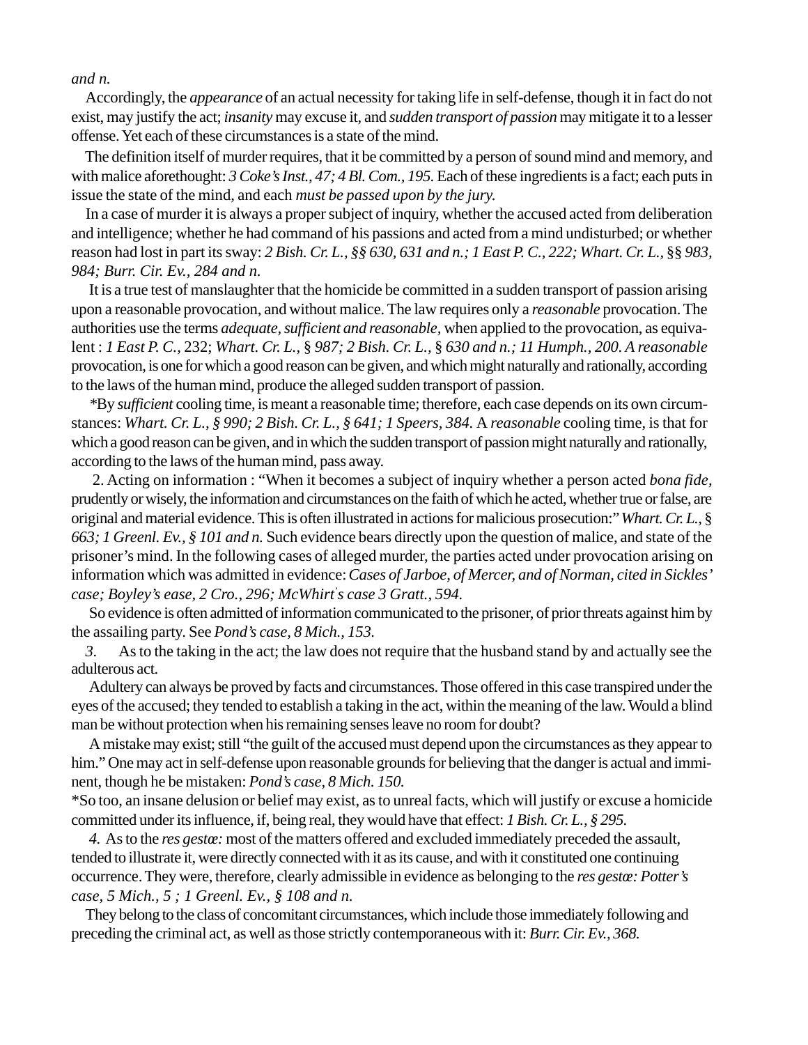*and n.*

Accordingly, the *appearance* of an actual necessity for taking life in self-defense, though it in fact do not exist, may justify the act; *insanity* may excuse it, and *sudden transport of passion* may mitigate it to a lesser offense. Yet each of these circumstances is a state of the mind.

The definition itself of murder requires, that it be committed by a person of sound mind and memory, and with malice aforethought: *3 Coke's Inst., 47; 4 Bl. Com., 195.* Each of these ingredients is a fact; each puts in issue the state of the mind, and each *must be passed upon by the jury.*

In a case of murder it is always a proper subject of inquiry, whether the accused acted from deliberation and intelligence; whether he had command of his passions and acted from a mind undisturbed; or whether reason had lost in part its sway: *2 Bish. Cr. L., §§ 630, 631 and n.; 1 East P. C., 222; Whart. Cr. L.,* §§ *983, 984; Burr. Cir. Ev., 284 and n.*

It is a true test of manslaughter that the homicide be committed in a sudden transport of passion arising upon a reasonable provocation, and without malice. The law requires only a *reasonable* provocation. The authorities use the terms *adequate, sufficient and reasonable,* when applied to the provocation, as equivalent : *1 East P. C.,* 232; *Whart. Cr. L.,* § *987; 2 Bish. Cr. L.,* § *630 and n.; 11 Humph., 200. A reasonable* provocation, is one for which a good reason can be given, and which might naturally and rationally, according to the laws of the human mind, produce the alleged sudden transport of passion.

*By *sufficient* cooling time, is meant a reasonable time; therefore, each case depends on its own circumstances: *Whart. Cr. L., § 990; 2 Bish. Cr. L., § 641; 1 Speers, 384.* A *reasonable* cooling time, is that for which a good reason can be given, and in which the sudden transport of passion might naturally and rationally, according to the laws of the human mind, pass away.

2. Acting on information : "When it becomes a subject of inquiry whether a person acted *bona fide,* prudently or wisely, the information and circumstances on the faith of which he acted, whether true or false, are original and material evidence. This is often illustrated in actions for malicious prosecution:" *Whart. Cr. L.,* § *663; 1 Greenl. Ev., § 101 and n.* Such evidence bears directly upon the question of malice, and state of the prisoner's mind. In the following cases of alleged murder, the parties acted under provocation arising on information which was admitted in evidence: *Cases of Jarboe, of Mercer, and of Norman, cited in Sickles' case; Boyley's ease, 2 Cro., 296; McWhirt's case 3 Gratt., 594.*

So evidence is often admitted of information communicated to the prisoner, of prior threats against him by the assailing party. See *Pond's case, 8 Mich., 153.*

*3.* As to the taking in the act; the law does not require that the husband stand by and actually see the adulterous act.

Adultery can always be proved by facts and circumstances. Those offered in this case transpired under the eyes of the accused; they tended to establish a taking in the act, within the meaning of the law. Would a blind man be without protection when his remaining senses leave no room for doubt?

A mistake may exist; still "the guilt of the accused must depend upon the circumstances as they appear to him." One may act in self-defense upon reasonable grounds for believing that the danger is actual and imminent, though he be mistaken: *Pond's case, 8 Mich. 150.*

*So too, an insane delusion or belief may exist, as to unreal facts, which will justify or excuse a homicide committed under its influence, if, being real, they would have that effect: *1 Bish. Cr. L., § 295.*

*4.* As to the *res gestæ:* most of the matters offered and excluded immediately preceded the assault, tended to illustrate it, were directly connected with it as its cause, and with it constituted one continuing occurrence. They were, therefore, clearly admissible in evidence as belonging to the *res gestæ: Potter's case, 5 Mich., 5 ; 1 Greenl. Ev., § 108 and n.*

They belong to the class of concomitant circumstances, which include those immediately following and preceding the criminal act, as well as those strictly contemporaneous with it: *Burr. Cir. Ev., 368.*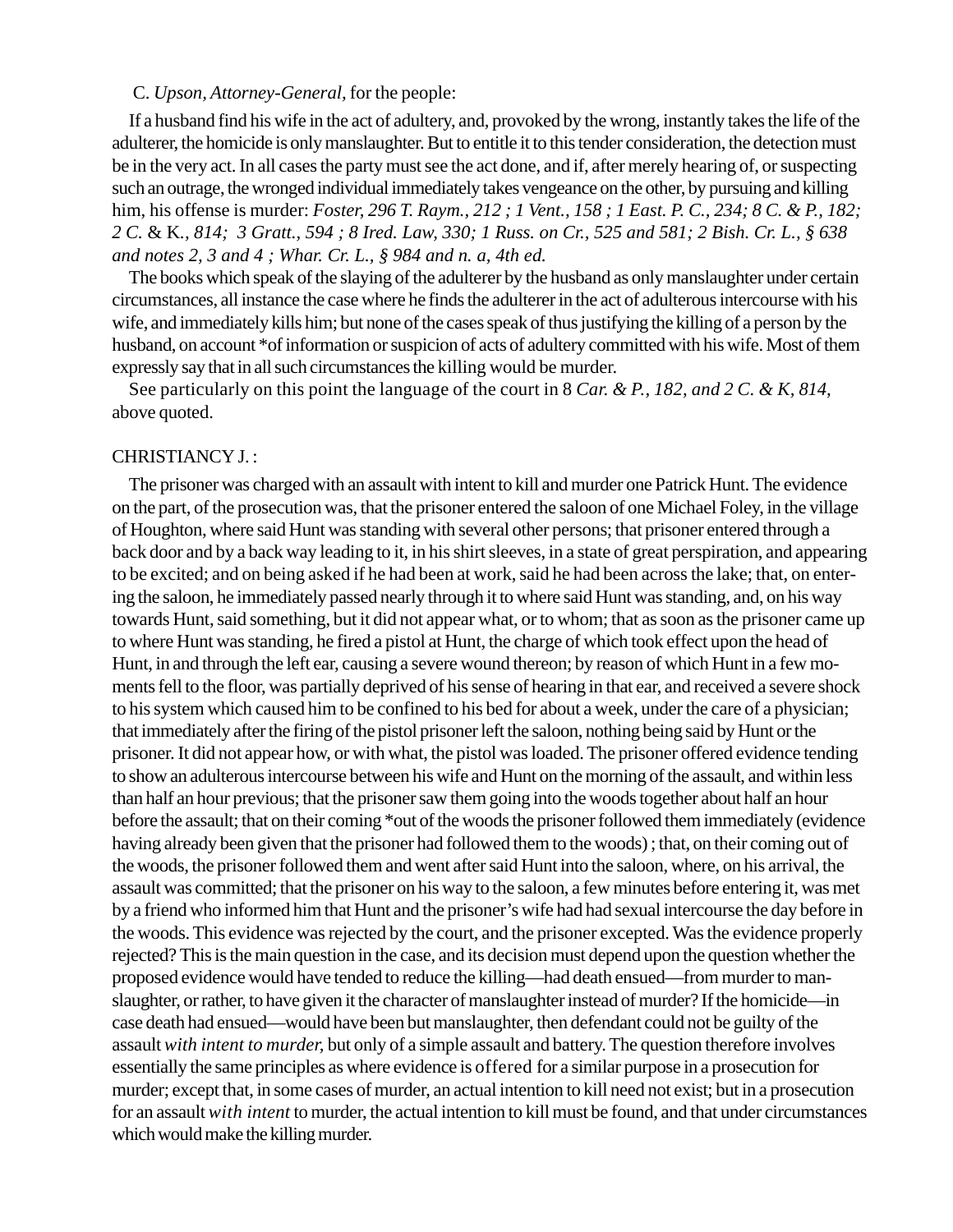C. *Upson, Attorney-General,* for the people:

If a husband find his wife in the act of adultery, and, provoked by the wrong, instantly takes the life of the adulterer, the homicide is only manslaughter. But to entitle it to this tender consideration, the detection must be in the very act. In all cases the party must see the act done, and if, after merely hearing of, or suspecting such an outrage, the wronged individual immediately takes vengeance on the other, by pursuing and killing him, his offense is murder: *Foster, 296 T. Raym., 212 ; 1 Vent., 158 ; 1 East. P. C., 234; 8 C. & P., 182; 2 C.* & K*., 814; 3 Gratt., 594 ; 8 Ired. Law, 330; 1 Russ. on Cr., 525 and 581; 2 Bish. Cr. L., § 638 and notes 2, 3 and 4 ; Whar. Cr. L., § 984 and n. a, 4th ed.*

The books which speak of the slaying of the adulterer by the husband as only manslaughter under certain circumstances, all instance the case where he finds the adulterer in the act of adulterous intercourse with his wife, and immediately kills him; but none of the cases speak of thus justifying the killing of a person by the husband, on account *of information or suspicion of acts of adultery committed with his wife. Most of them expressly say that in all such circumstances the killing would be murder.

See particularly on this point the language of the court in 8 *Car. & P., 182, and 2 C. & K, 814,* above quoted.

CHRISTIANCY J. :

The prisoner was charged with an assault with intent to kill and murder one Patrick Hunt. The evidence on the part, of the prosecution was, that the prisoner entered the saloon of one Michael Foley, in the village of Houghton, where said Hunt was standing with several other persons; that prisoner entered through a back door and by a back way leading to it, in his shirt sleeves, in a state of great perspiration, and appearing to be excited; and on being asked if he had been at work, said he had been across the lake; that, on entering the saloon, he immediately passed nearly through it to where said Hunt was standing, and, on his way towards Hunt, said something, but it did not appear what, or to whom; that as soon as the prisoner came up to where Hunt was standing, he fired a pistol at Hunt, the charge of which took effect upon the head of Hunt, in and through the left ear, causing a severe wound thereon; by reason of which Hunt in a few moments fell to the floor, was partially deprived of his sense of hearing in that ear, and received a severe shock to his system which caused him to be confined to his bed for about a week, under the care of a physician; that immediately after the firing of the pistol prisoner left the saloon, nothing being said by Hunt or the prisoner. It did not appear how, or with what, the pistol was loaded. The prisoner offered evidence tending to show an adulterous intercourse between his wife and Hunt on the morning of the assault, and within less than half an hour previous; that the prisoner saw them going into the woods together about half an hour before the assault; that on their coming *out of the woods the prisoner followed them immediately (evidence having already been given that the prisoner had followed them to the woods) ; that, on their coming out of the woods, the prisoner followed them and went after said Hunt into the saloon, where, on his arrival, the assault was committed; that the prisoner on his way to the saloon, a few minutes before entering it, was met by a friend who informed him that Hunt and the prisoner's wife had had sexual intercourse the day before in the woods. This evidence was rejected by the court, and the prisoner excepted. Was the evidence properly rejected? This is the main question in the case, and its decision must depend upon the question whether the proposed evidence would have tended to reduce the killing—had death ensued—from murder to manslaughter, or rather, to have given it the character of manslaughter instead of murder? If the homicide—in case death had ensued—would have been but manslaughter, then defendant could not be guilty of the assault *with intent to murder,* but only of a simple assault and battery. The question therefore involves essentially the same principles as where evidence is offered for a similar purpose in a prosecution for murder; except that, in some cases of murder, an actual intention to kill need not exist; but in a prosecution for an assault *with intent* to murder, the actual intention to kill must be found, and that under circumstances which would make the killing murder.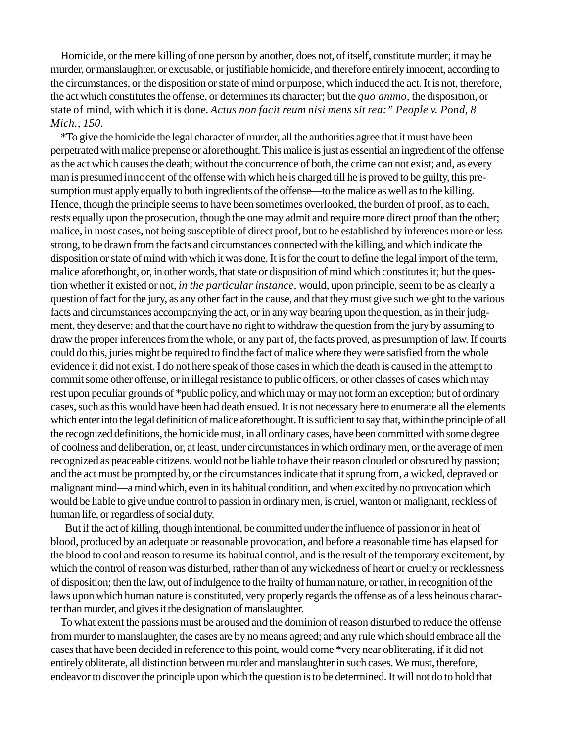Homicide, or the mere killing of one person by another, does not, of itself, constitute murder; it may be murder, or manslaughter, or excusable, or justifiable homicide, and therefore entirely innocent, according to the circumstances, or the disposition or state of mind or purpose, which induced the act. It is not, therefore, the act which constitutes the offense, or determines its character; but the *quo animo,* the disposition, or state of mind, with which it is done. *Actus non facit reum nisi mens sit rea:" People v. Pond, 8 Mich., 150.*

*To give the homicide the legal character of murder, all the authorities agree that it must have been perpetrated with malice prepense or aforethought. This malice is just as essential an ingredient of the offense as the act which causes the death; without the concurrence of both, the crime can not exist; and, as every man is presumed innocent of the offense with which he is charged till he is proved to be guilty, this presumption must apply equally to both ingredients of the offense—to the malice as well as to the killing. Hence, though the principle seems to have been sometimes overlooked, the burden of proof, as to each, rests equally upon the prosecution, though the one may admit and require more direct proof than the other; malice, in most cases, not being susceptible of direct proof, but to be established by inferences more or less strong, to be drawn from the facts and circumstances connected with the killing, and which indicate the disposition or state of mind with which it was done. It is for the court to define the legal import of the term, malice aforethought, or, in other words, that state or disposition of mind which constitutes it; but the question whether it existed or not, *in the particular instance,* would, upon principle, seem to be as clearly a question of fact for the jury, as any other fact in the cause, and that they must give such weight to the various facts and circumstances accompanying the act, or in any way bearing upon the question, as in their judgment, they deserve: and that the court have no right to withdraw the question from the jury by assuming to draw the proper inferences from the whole, or any part of, the facts proved, as presumption of law. If courts could do this, juries might be required to find the fact of malice where they were satisfied from the whole evidence it did not exist. I do not here speak of those cases in which the death is caused in the attempt to commit some other offense, or in illegal resistance to public officers, or other classes of cases which may rest upon peculiar grounds of *public policy, and which may or may not form an exception; but of ordinary cases, such as this would have been had death ensued. It is not necessary here to enumerate all the elements which enter into the legal definition of malice aforethought. It is sufficient to say that, within the principle of all the recognized definitions, the homicide must, in all ordinary cases, have been committed with some degree of coolness and deliberation, or, at least, under circumstances in which ordinary men, or the average of men recognized as peaceable citizens, would not be liable to have their reason clouded or obscured by passion; and the act must be prompted by, or the circumstances indicate that it sprung from, a wicked, depraved or malignant mind—a mind which, even in its habitual condition, and when excited by no provocation which would be liable to give undue control to passion in ordinary men, is cruel, wanton or malignant, reckless of human life, or regardless of social duty.

But if the act of killing, though intentional, be committed under the influence of passion or in heat of blood, produced by an adequate or reasonable provocation, and before a reasonable time has elapsed for the blood to cool and reason to resume its habitual control, and is the result of the temporary excitement, by which the control of reason was disturbed, rather than of any wickedness of heart or cruelty or recklessness of disposition; then the law, out of indulgence to the frailty of human nature, or rather, in recognition of the laws upon which human nature is constituted, very properly regards the offense as of a less heinous character than murder, and gives it the designation of manslaughter.

To what extent the passions must be aroused and the dominion of reason disturbed to reduce the offense from murder to manslaughter, the cases are by no means agreed; and any rule which should embrace all the cases that have been decided in reference to this point, would come *very near obliterating, if it did not entirely obliterate, all distinction between murder and manslaughter in such cases. We must, therefore, endeavor to discover the principle upon which the question is to be determined. It will not do to hold that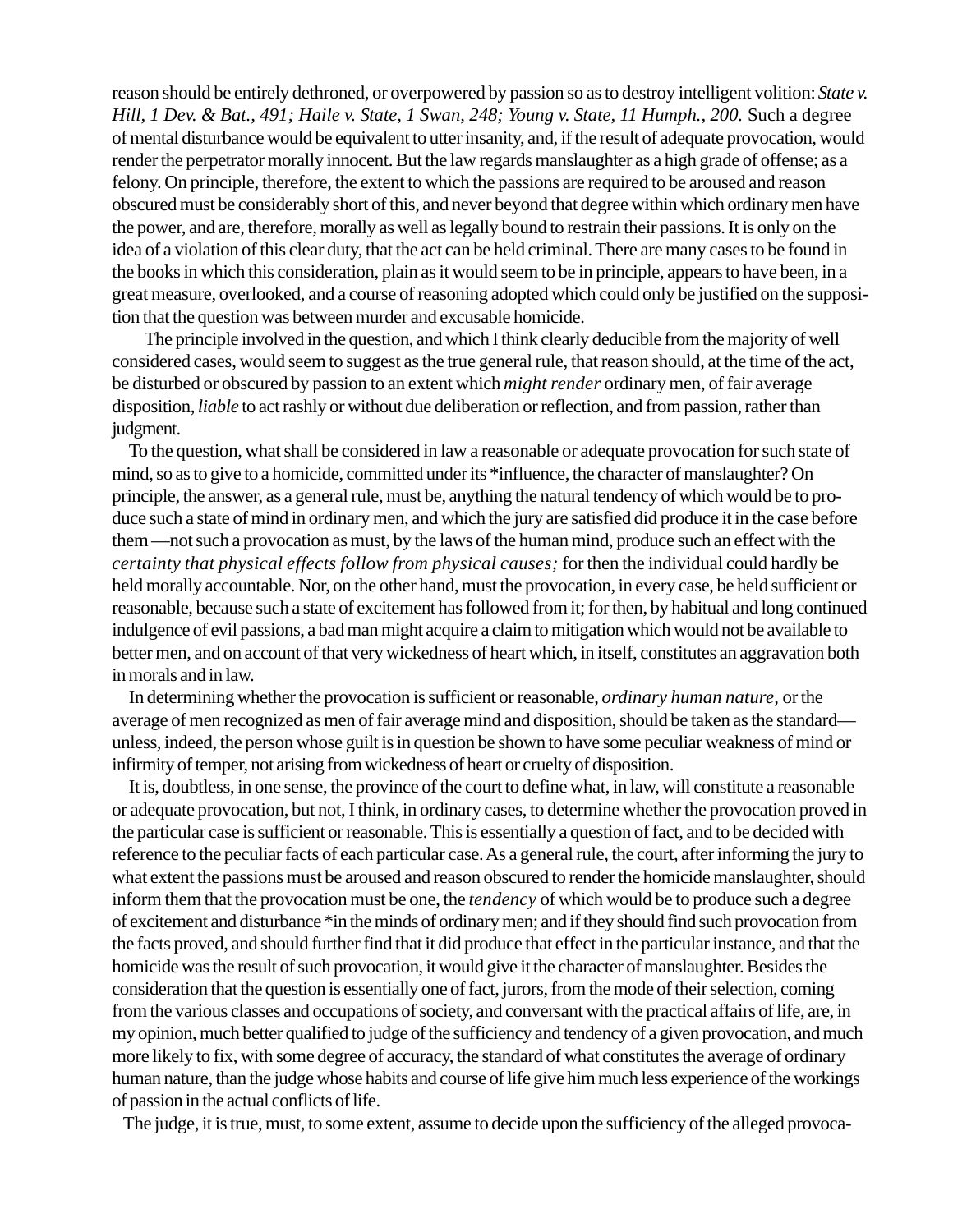reason should be entirely dethroned, or overpowered by passion so as to destroy intelligent volition: *State v. Hill, 1 Dev. & Bat., 491; Haile v. State, 1 Swan, 248; Young v. State, 11 Humph., 200.* Such a degree of mental disturbance would be equivalent to utter insanity, and, if the result of adequate provocation, would render the perpetrator morally innocent. But the law regards manslaughter as a high grade of offense; as a felony. On principle, therefore, the extent to which the passions are required to be aroused and reason obscured must be considerably short of this, and never beyond that degree within which ordinary men have the power, and are, therefore, morally as well as legally bound to restrain their passions. It is only on the idea of a violation of this clear duty, that the act can be held criminal. There are many cases to be found in the books in which this consideration, plain as it would seem to be in principle, appears to have been, in a great measure, overlooked, and a course of reasoning adopted which could only be justified on the supposition that the question was between murder and excusable homicide.

The principle involved in the question, and which I think clearly deducible from the majority of well considered cases, would seem to suggest as the true general rule, that reason should, at the time of the act, be disturbed or obscured by passion to an extent which *might render* ordinary men, of fair average disposition, *liable* to act rashly or without due deliberation or reflection, and from passion, rather than judgment.

To the question, what shall be considered in law a reasonable or adequate provocation for such state of mind, so as to give to a homicide, committed under its *influence, the character of manslaughter? On principle, the answer, as a general rule, must be, anything the natural tendency of which would be to produce such a state of mind in ordinary men, and which the jury are satisfied did produce it in the case before them —not such a provocation as must, by the laws of the human mind, produce such an effect with the *certainty that physical effects follow from physical causes;* for then the individual could hardly be held morally accountable. Nor, on the other hand, must the provocation, in every case, be held sufficient or reasonable, because such a state of excitement has followed from it; for then, by habitual and long continued indulgence of evil passions, a bad man might acquire a claim to mitigation which would not be available to better men, and on account of that very wickedness of heart which, in itself, constitutes an aggravation both in morals and in law.

In determining whether the provocation is sufficient or reasonable, *ordinary human nature,* or the average of men recognized as men of fair average mind and disposition, should be taken as the standard—unless, indeed, the person whose guilt is in question be shown to have some peculiar weakness of mind or infirmity of temper, not arising from wickedness of heart or cruelty of disposition.

It is, doubtless, in one sense, the province of the court to define what, in law, will constitute a reasonable or adequate provocation, but not, I think, in ordinary cases, to determine whether the provocation proved in the particular case is sufficient or reasonable. This is essentially a question of fact, and to be decided with reference to the peculiar facts of each particular case. As a general rule, the court, after informing the jury to what extent the passions must be aroused and reason obscured to render the homicide manslaughter, should inform them that the provocation must be one, the *tendency* of which would be to produce such a degree of excitement and disturbance *in the minds of ordinary men; and if they should find such provocation from the facts proved, and should further find that it did produce that effect in the particular instance, and that the homicide was the result of such provocation, it would give it the character of manslaughter. Besides the consideration that the question is essentially one of fact, jurors, from the mode of their selection, coming from the various classes and occupations of society, and conversant with the practical affairs of life, are, in my opinion, much better qualified to judge of the sufficiency and tendency of a given provocation, and much more likely to fix, with some degree of accuracy, the standard of what constitutes the average of ordinary human nature, than the judge whose habits and course of life give him much less experience of the workings of passion in the actual conflicts of life.

The judge, it is true, must, to some extent, assume to decide upon the sufficiency of the alleged provoca-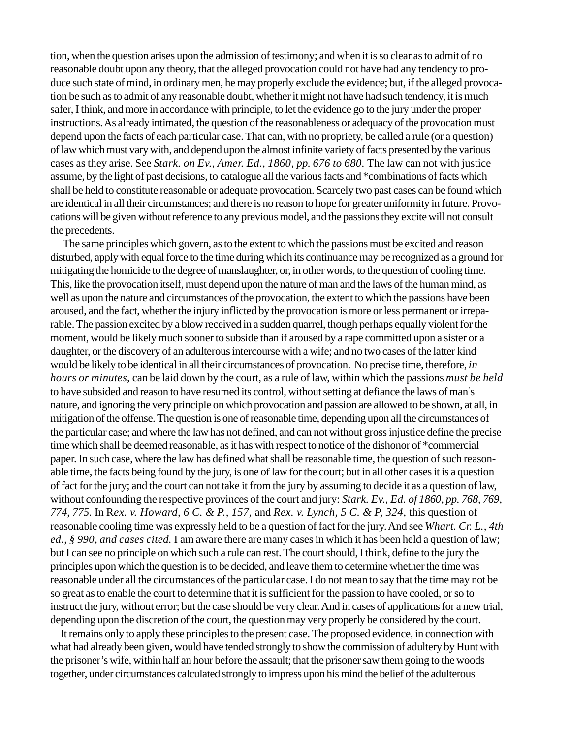tion, when the question arises upon the admission of testimony; and when it is so clear as to admit of no reasonable doubt upon any theory, that the alleged provocation could not have had any tendency to produce such state of mind, in ordinary men, he may properly exclude the evidence; but, if the alleged provocation be such as to admit of any reasonable doubt, whether it might not have had such tendency, it is much safer, I think, and more in accordance with principle, to let the evidence go to the jury under the proper instructions. As already intimated, the question of the reasonableness or adequacy of the provocation must depend upon the facts of each particular case. That can, with no propriety, be called a rule (or a question) of law which must vary with, and depend upon the almost infinite variety of facts presented by the various cases as they arise. See *Stark. on Ev., Amer. Ed., 1860, pp. 676 to 680.* The law can not with justice assume, by the light of past decisions, to catalogue all the various facts and *combinations of facts which shall be held to constitute reasonable or adequate provocation. Scarcely two past cases can be found which are identical in all their circumstances; and there is no reason to hope for greater uniformity in future. Provocations will be given without reference to any previous model, and the passions they excite will not consult the precedents.

The same principles which govern, as to the extent to which the passions must be excited and reason disturbed, apply with equal force to the time during which its continuance may be recognized as a ground for mitigating the homicide to the degree of manslaughter, or, in other words, to the question of cooling time. This, like the provocation itself, must depend upon the nature of man and the laws of the human mind, as well as upon the nature and circumstances of the provocation, the extent to which the passions have been aroused, and the fact, whether the injury inflicted by the provocation is more or less permanent or irreparable. The passion excited by a blow received in a sudden quarrel, though perhaps equally violent for the moment, would be likely much sooner to subside than if aroused by a rape committed upon a sister or a daughter, or the discovery of an adulterous intercourse with a wife; and no two cases of the latter kind would be likely to be identical in all their circumstances of provocation. No precise time, therefore, *in hours or minutes,* can be laid down by the court, as a rule of law, within which the passions *must be held* to have subsided and reason to have resumed its control, without setting at defiance the laws of man's nature, and ignoring the very principle on which provocation and passion are allowed to be shown, at all, in mitigation of the offense. The question is one of reasonable time, depending upon all the circumstances of the particular case; and where the law has not defined, and can not without gross injustice define the precise time which shall be deemed reasonable, as it has with respect to notice of the dishonor of *commercial paper. In such case, where the law has defined what shall be reasonable time, the question of such reasonable time, the facts being found by the jury, is one of law for the court; but in all other cases it is a question of fact for the jury; and the court can not take it from the jury by assuming to decide it as a question of law, without confounding the respective provinces of the court and jury: *Stark. Ev., Ed. of 1860, pp. 768, 769, 774, 775.* In R*ex. v. Howard, 6 C. & P., 157,* and *Rex. v. Lynch, 5 C. & P, 324,* this question of reasonable cooling time was expressly held to be a question of fact for the jury. And see *Whart. Cr. L., 4th ed., § 990, and cases cited.* I am aware there are many cases in which it has been held a question of law; but I can see no principle on which such a rule can rest. The court should, I think, define to the jury the principles upon which the question is to be decided, and leave them to determine whether the time was reasonable under all the circumstances of the particular case. I do not mean to say that the time may not be so great as to enable the court to determine that it is sufficient for the passion to have cooled, or so to instruct the jury, without error; but the case should be very clear. And in cases of applications for a new trial, depending upon the discretion of the court, the question may very properly be considered by the court.

It remains only to apply these principles to the present case. The proposed evidence, in connection with what had already been given, would have tended strongly to show the commission of adultery by Hunt with the prisoner's wife, within half an hour before the assault; that the prisoner saw them going to the woods together, under circumstances calculated strongly to impress upon his mind the belief of the adulterous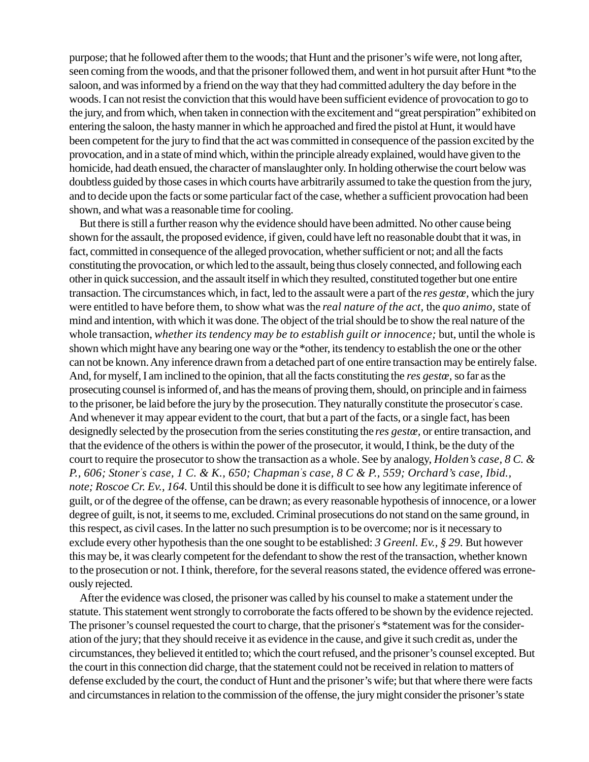purpose; that he followed after them to the woods; that Hunt and the prisoner's wife were, not long after, seen coming from the woods, and that the prisoner followed them, and went in hot pursuit after Hunt *to the saloon, and was informed by a friend on the way that they had committed adultery the day before in the woods. I can not resist the conviction that this would have been sufficient evidence of provocation to go to the jury, and from which, when taken in connection with the excitement and "great perspiration" exhibited on entering the saloon, the hasty manner in which he approached and fired the pistol at Hunt, it would have been competent for the jury to find that the act was committed in consequence of the passion excited by the provocation, and in a state of mind which, within the principle already explained, would have given to the homicide, had death ensued, the character of manslaughter only. In holding otherwise the court below was doubtless guided by those cases in which courts have arbitrarily assumed to take the question from the jury, and to decide upon the facts or some particular fact of the case, whether a sufficient provocation had been shown, and what was a reasonable time for cooling.

But there is still a further reason why the evidence should have been admitted. No other cause being shown for the assault, the proposed evidence, if given, could have left no reasonable doubt that it was, in fact, committed in consequence of the alleged provocation, whether sufficient or not; and all the facts constituting the provocation, or which led to the assault, being thus closely connected, and following each other in quick succession, and the assault itself in which they resulted, constituted together but one entire transaction. The circumstances which, in fact, led to the assault were a part of the *res gestæ*, which the jury were entitled to have before them, to show what was the *real nature of the act*, the *quo animo*, state of mind and intention, with which it was done. The object of the trial should be to show the real nature of the whole transaction, *whether its tendency may be to establish guilt or innocence;* but, until the whole is shown which might have any bearing one way or the *other, its tendency to establish the one or the other can not be known. Any inference drawn from a detached part of one entire transaction may be entirely false. And, for myself, I am inclined to the opinion, that all the facts constituting the *res gestæ*, so far as the prosecuting counsel is informed of, and has the means of proving them, should, on principle and in fairness to the prisoner, be laid before the jury by the prosecution. They naturally constitute the prosecutor's case. And whenever it may appear evident to the court, that but a part of the facts, or a single fact, has been designedly selected by the prosecution from the series constituting the *res gestæ*, or entire transaction, and that the evidence of the others is within the power of the prosecutor, it would, I think, be the duty of the court to require the prosecutor to show the transaction as a whole. See by analogy, *Holden's case, 8 C. & P., 606; Stoner's case, 1 C. & K., 650; Chapman's case, 8 C & P., 559; Orchard's case, Ibid., note; Roscoe Cr. Ev., 164.* Until this should be done it is difficult to see how any legitimate inference of guilt, or of the degree of the offense, can be drawn; as every reasonable hypothesis of innocence, or a lower degree of guilt, is not, it seems to me, excluded. Criminal prosecutions do not stand on the same ground, in this respect, as civil cases. In the latter no such presumption is to be overcome; nor is it necessary to exclude every other hypothesis than the one sought to be established: *3 Greenl. Ev., § 29.* But however this may be, it was clearly competent for the defendant to show the rest of the transaction, whether known to the prosecution or not. I think, therefore, for the several reasons stated, the evidence offered was erroneously rejected.

After the evidence was closed, the prisoner was called by his counsel to make a statement under the statute. This statement went strongly to corroborate the facts offered to be shown by the evidence rejected. The prisoner's counsel requested the court to charge, that the prisoner's *statement was for the consideration of the jury; that they should receive it as evidence in the cause, and give it such credit as, under the circumstances, they believed it entitled to; which the court refused, and the prisoner's counsel excepted. But the court in this connection did charge, that the statement could not be received in relation to matters of defense excluded by the court, the conduct of Hunt and the prisoner's wife; but that where there were facts and circumstances in relation to the commission of the offense, the jury might consider the prisoner's state